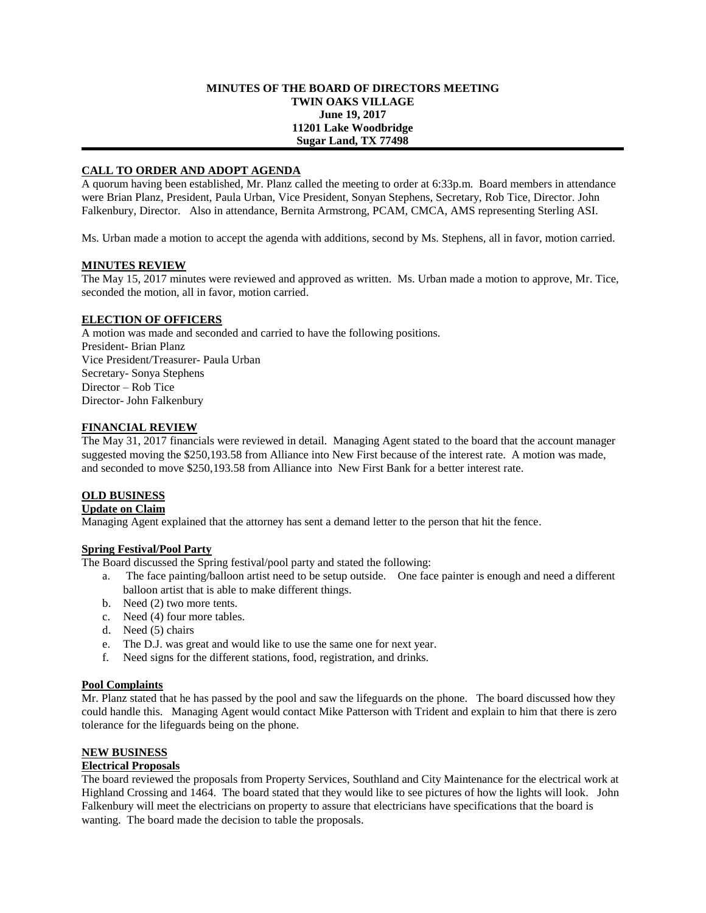**MINUTES OF THE BOARD OF DIRECTORS MEETING**
**TWIN OAKS VILLAGE**
**June 19, 2017**
**11201 Lake Woodbridge**
**Sugar Land, TX 77498**

---

## CALL TO ORDER AND ADOPT AGENDA

A quorum having been established, Mr. Planz called the meeting to order at 6:33p.m. Board members in attendance were Brian Planz, President, Paula Urban, Vice President, Sonyan Stephens, Secretary, Rob Tice, Director. John Falkenbury, Director. Also in attendance, Bernita Armstrong, PCAM, CMCA, AMS representing Sterling ASI.

Ms. Urban made a motion to accept the agenda with additions, second by Ms. Stephens, all in favor, motion carried.

## MINUTES REVIEW

The May 15, 2017 minutes were reviewed and approved as written. Ms. Urban made a motion to approve, Mr. Tice, seconded the motion, all in favor, motion carried.

## ELECTION OF OFFICERS

A motion was made and seconded and carried to have the following positions.
President- Brian Planz
Vice President/Treasurer- Paula Urban
Secretary- Sonya Stephens
Director – Rob Tice
Director- John Falkenbury

## FINANCIAL REVIEW

The May 31, 2017 financials were reviewed in detail. Managing Agent stated to the board that the account manager suggested moving the $250,193.58 from Alliance into New First because of the interest rate. A motion was made, and seconded to move $250,193.58 from Alliance into New First Bank for a better interest rate.

## OLD BUSINESS

### Update on Claim

Managing Agent explained that the attorney has sent a demand letter to the person that hit the fence.

### Spring Festival/Pool Party

The Board discussed the Spring festival/pool party and stated the following:

a. The face painting/balloon artist need to be setup outside. One face painter is enough and need a different balloon artist that is able to make different things.
b. Need (2) two more tents.
c. Need (4) four more tables.
d. Need (5) chairs
e. The D.J. was great and would like to use the same one for next year.
f. Need signs for the different stations, food, registration, and drinks.

### Pool Complaints

Mr. Planz stated that he has passed by the pool and saw the lifeguards on the phone. The board discussed how they could handle this. Managing Agent would contact Mike Patterson with Trident and explain to him that there is zero tolerance for the lifeguards being on the phone.

## NEW BUSINESS

### Electrical Proposals

The board reviewed the proposals from Property Services, Southland and City Maintenance for the electrical work at Highland Crossing and 1464. The board stated that they would like to see pictures of how the lights will look. John Falkenbury will meet the electricians on property to assure that electricians have specifications that the board is wanting. The board made the decision to table the proposals.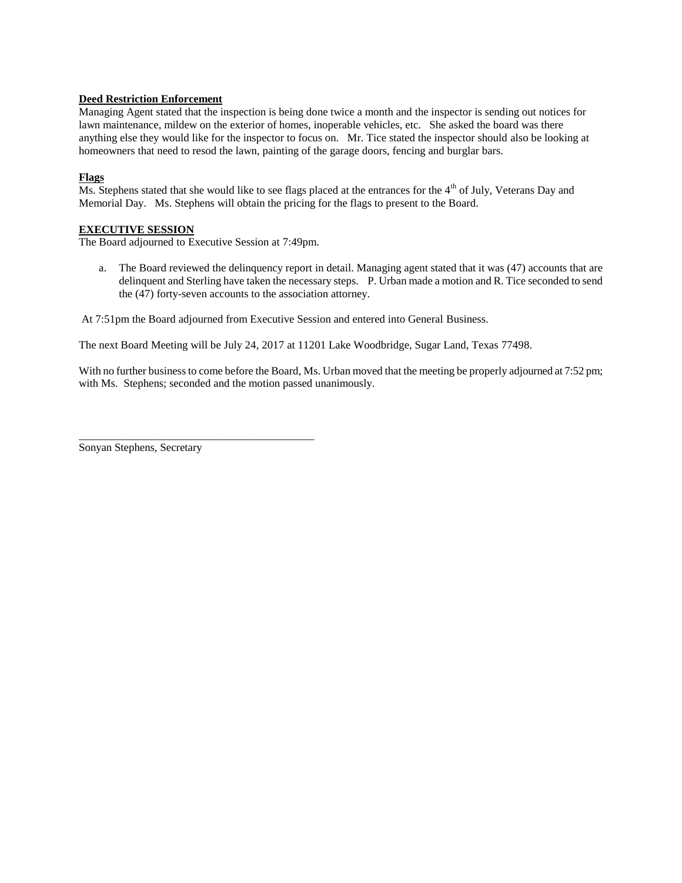**Deed Restriction Enforcement**

Managing Agent stated that the inspection is being done twice a month and the inspector is sending out notices for lawn maintenance, mildew on the exterior of homes, inoperable vehicles, etc. She asked the board was there anything else they would like for the inspector to focus on. Mr. Tice stated the inspector should also be looking at homeowners that need to resod the lawn, painting of the garage doors, fencing and burglar bars.

**Flags**

Ms. Stephens stated that she would like to see flags placed at the entrances for the 4th of July, Veterans Day and Memorial Day. Ms. Stephens will obtain the pricing for the flags to present to the Board.

**EXECUTIVE SESSION**

The Board adjourned to Executive Session at 7:49pm.

a. The Board reviewed the delinquency report in detail. Managing agent stated that it was (47) accounts that are delinquent and Sterling have taken the necessary steps. P. Urban made a motion and R. Tice seconded to send the (47) forty-seven accounts to the association attorney.

At 7:51pm the Board adjourned from Executive Session and entered into General Business.

The next Board Meeting will be July 24, 2017 at 11201 Lake Woodbridge, Sugar Land, Texas 77498.

With no further business to come before the Board, Ms. Urban moved that the meeting be properly adjourned at 7:52 pm; with Ms. Stephens; seconded and the motion passed unanimously.

\_\_\_\_\_\_\_\_\_\_\_\_\_\_\_\_\_\_\_\_\_\_\_\_\_\_\_\_\_\_\_\_\_\_\_\_\_\_\_\_\_\_

Sonyan Stephens, Secretary